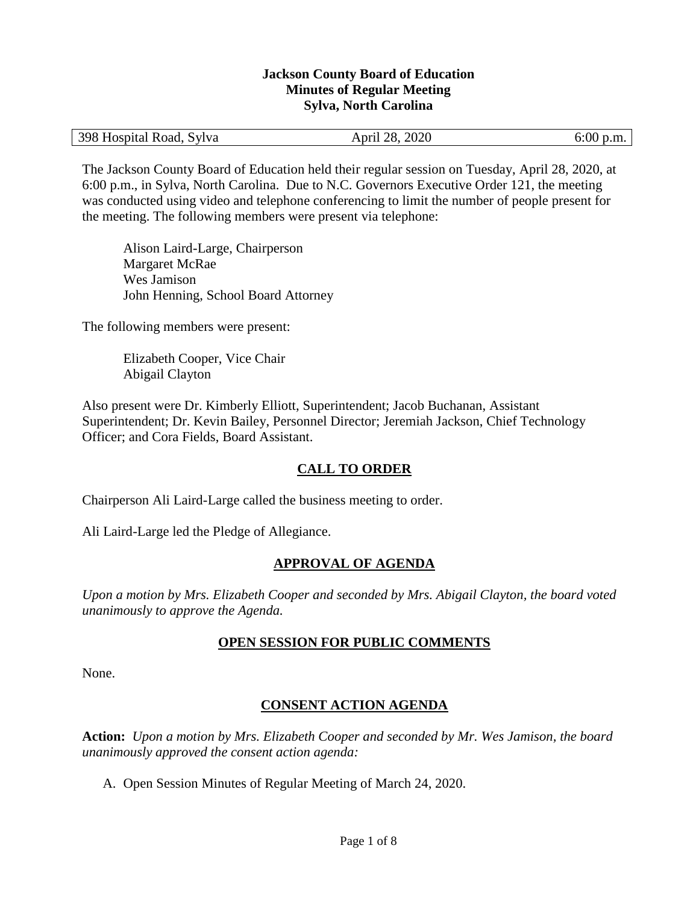**Jackson County Board of Education**
**Minutes of Regular Meeting**
**Sylva, North Carolina**

| 398 Hospital Road, Sylva | April 28, 2020 | 6:00 p.m. |
|---|---|---|

The Jackson County Board of Education held their regular session on Tuesday, April 28, 2020, at 6:00 p.m., in Sylva, North Carolina. Due to N.C. Governors Executive Order 121, the meeting was conducted using video and telephone conferencing to limit the number of people present for the meeting. The following members were present via telephone:

Alison Laird-Large, Chairperson
Margaret McRae
Wes Jamison
John Henning, School Board Attorney

The following members were present:

Elizabeth Cooper, Vice Chair
Abigail Clayton

Also present were Dr. Kimberly Elliott, Superintendent; Jacob Buchanan, Assistant Superintendent; Dr. Kevin Bailey, Personnel Director; Jeremiah Jackson, Chief Technology Officer; and Cora Fields, Board Assistant.

## CALL TO ORDER

Chairperson Ali Laird-Large called the business meeting to order.

Ali Laird-Large led the Pledge of Allegiance.

## APPROVAL OF AGENDA

*Upon a motion by Mrs. Elizabeth Cooper and seconded by Mrs. Abigail Clayton, the board voted unanimously to approve the Agenda.*

## OPEN SESSION FOR PUBLIC COMMENTS

None.

## CONSENT ACTION AGENDA

**Action:** *Upon a motion by Mrs. Elizabeth Cooper and seconded by Mr. Wes Jamison, the board unanimously approved the consent action agenda:*

A. Open Session Minutes of Regular Meeting of March 24, 2020.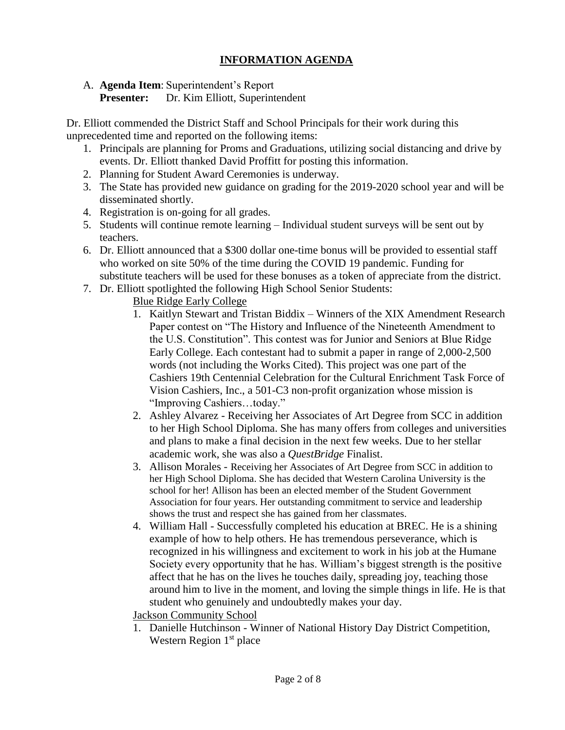## INFORMATION AGENDA

A. **Agenda Item**: Superintendent's Report
**Presenter:** Dr. Kim Elliott, Superintendent

Dr. Elliott commended the District Staff and School Principals for their work during this unprecedented time and reported on the following items:

1. Principals are planning for Proms and Graduations, utilizing social distancing and drive by events. Dr. Elliott thanked David Proffitt for posting this information.
2. Planning for Student Award Ceremonies is underway.
3. The State has provided new guidance on grading for the 2019-2020 school year and will be disseminated shortly.
4. Registration is on-going for all grades.
5. Students will continue remote learning – Individual student surveys will be sent out by teachers.
6. Dr. Elliott announced that a $300 dollar one-time bonus will be provided to essential staff who worked on site 50% of the time during the COVID 19 pandemic. Funding for substitute teachers will be used for these bonuses as a token of appreciate from the district.
7. Dr. Elliott spotlighted the following High School Senior Students:

   Blue Ridge Early College

   1. Kaitlyn Stewart and Tristan Biddix – Winners of the XIX Amendment Research Paper contest on "The History and Influence of the Nineteenth Amendment to the U.S. Constitution". This contest was for Junior and Seniors at Blue Ridge Early College. Each contestant had to submit a paper in range of 2,000-2,500 words (not including the Works Cited). This project was one part of the Cashiers 19th Centennial Celebration for the Cultural Enrichment Task Force of Vision Cashiers, Inc., a 501-C3 non-profit organization whose mission is "Improving Cashiers…today."
   2. Ashley Alvarez - Receiving her Associates of Art Degree from SCC in addition to her High School Diploma. She has many offers from colleges and universities and plans to make a final decision in the next few weeks. Due to her stellar academic work, she was also a *QuestBridge* Finalist.
   3. Allison Morales - Receiving her Associates of Art Degree from SCC in addition to her High School Diploma. She has decided that Western Carolina University is the school for her! Allison has been an elected member of the Student Government Association for four years. Her outstanding commitment to service and leadership shows the trust and respect she has gained from her classmates.
   4. William Hall - Successfully completed his education at BREC. He is a shining example of how to help others. He has tremendous perseverance, which is recognized in his willingness and excitement to work in his job at the Humane Society every opportunity that he has. William's biggest strength is the positive affect that he has on the lives he touches daily, spreading joy, teaching those around him to live in the moment, and loving the simple things in life. He is that student who genuinely and undoubtedly makes your day.

   Jackson Community School

   1. Danielle Hutchinson - Winner of National History Day District Competition, Western Region 1st place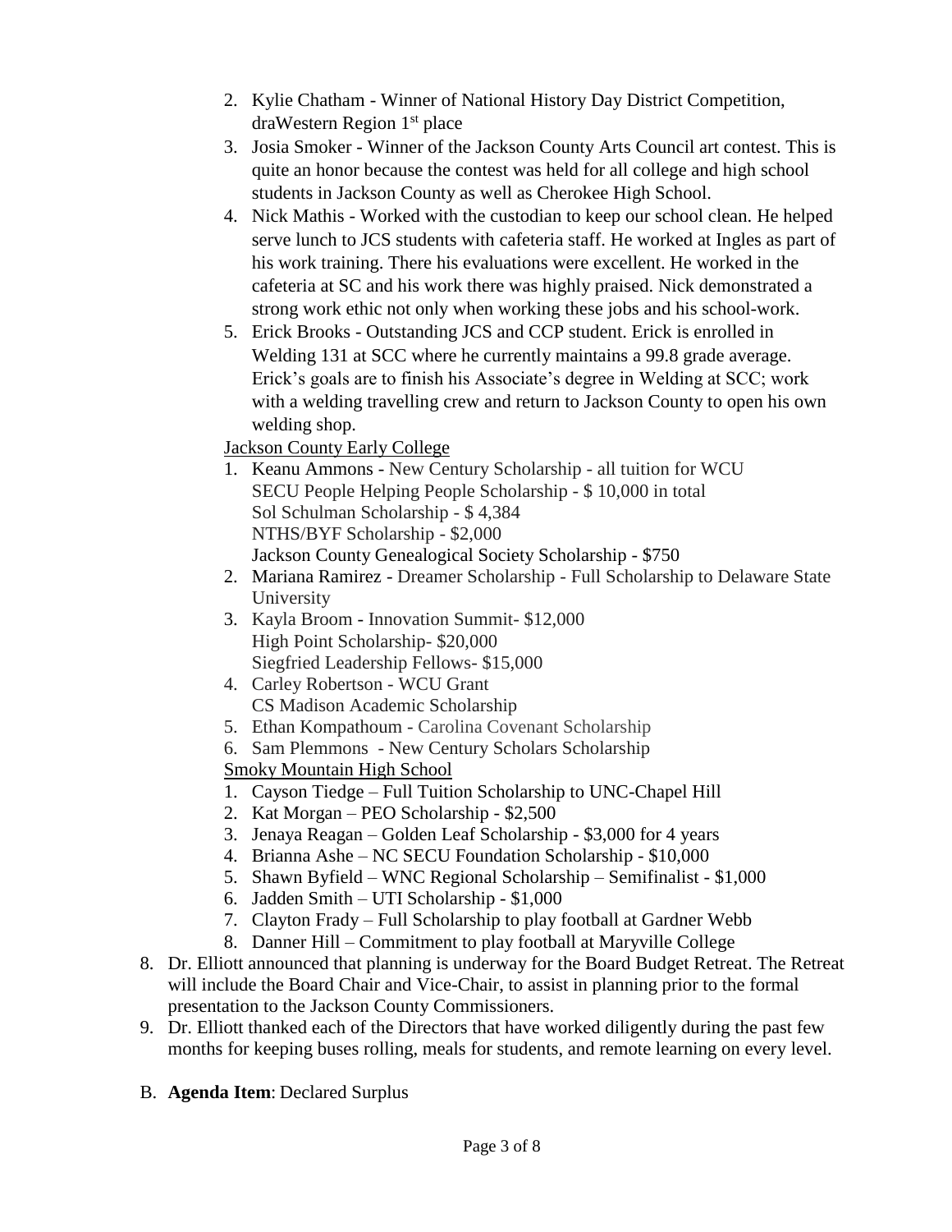2. Kylie Chatham - Winner of National History Day District Competition, draWestern Region 1st place
3. Josia Smoker - Winner of the Jackson County Arts Council art contest. This is quite an honor because the contest was held for all college and high school students in Jackson County as well as Cherokee High School.
4. Nick Mathis - Worked with the custodian to keep our school clean. He helped serve lunch to JCS students with cafeteria staff. He worked at Ingles as part of his work training. There his evaluations were excellent. He worked in the cafeteria at SC and his work there was highly praised. Nick demonstrated a strong work ethic not only when working these jobs and his school-work.
5. Erick Brooks - Outstanding JCS and CCP student. Erick is enrolled in Welding 131 at SCC where he currently maintains a 99.8 grade average. Erick's goals are to finish his Associate's degree in Welding at SCC; work with a welding travelling crew and return to Jackson County to open his own welding shop.

Jackson County Early College

1. Keanu Ammons - New Century Scholarship - all tuition for WCU
   SECU People Helping People Scholarship - $ 10,000 in total
   Sol Schulman Scholarship - $ 4,384
   NTHS/BYF Scholarship - $2,000
   Jackson County Genealogical Society Scholarship - $750
2. Mariana Ramirez - Dreamer Scholarship - Full Scholarship to Delaware State University
3. Kayla Broom - Innovation Summit- $12,000
   High Point Scholarship- $20,000
   Siegfried Leadership Fellows- $15,000
4. Carley Robertson - WCU Grant
   CS Madison Academic Scholarship
5. Ethan Kompathoum - Carolina Covenant Scholarship
6. Sam Plemmons - New Century Scholars Scholarship

Smoky Mountain High School

1. Cayson Tiedge – Full Tuition Scholarship to UNC-Chapel Hill
2. Kat Morgan – PEO Scholarship - $2,500
3. Jenaya Reagan – Golden Leaf Scholarship - $3,000 for 4 years
4. Brianna Ashe – NC SECU Foundation Scholarship - $10,000
5. Shawn Byfield – WNC Regional Scholarship – Semifinalist - $1,000
6. Jadden Smith – UTI Scholarship - $1,000
7. Clayton Frady – Full Scholarship to play football at Gardner Webb
8. Danner Hill – Commitment to play football at Maryville College

8. Dr. Elliott announced that planning is underway for the Board Budget Retreat. The Retreat will include the Board Chair and Vice-Chair, to assist in planning prior to the formal presentation to the Jackson County Commissioners.
9. Dr. Elliott thanked each of the Directors that have worked diligently during the past few months for keeping buses rolling, meals for students, and remote learning on every level.

B. **Agenda Item**: Declared Surplus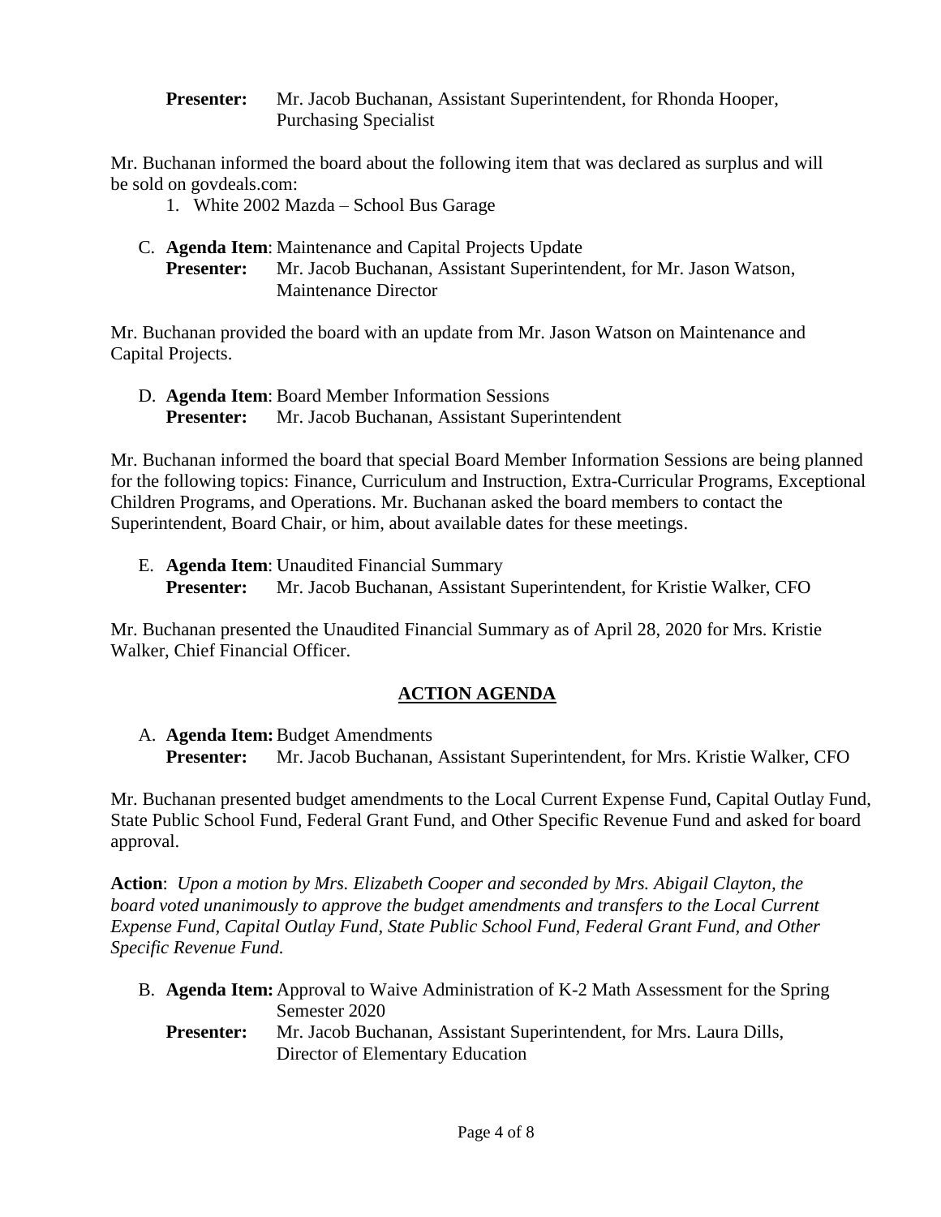**Presenter:** Mr. Jacob Buchanan, Assistant Superintendent, for Rhonda Hooper, Purchasing Specialist

Mr. Buchanan informed the board about the following item that was declared as surplus and will be sold on govdeals.com:

1. White 2002 Mazda – School Bus Garage

C. **Agenda Item**: Maintenance and Capital Projects Update
   **Presenter:** Mr. Jacob Buchanan, Assistant Superintendent, for Mr. Jason Watson, Maintenance Director

Mr. Buchanan provided the board with an update from Mr. Jason Watson on Maintenance and Capital Projects.

D. **Agenda Item**: Board Member Information Sessions
   **Presenter:** Mr. Jacob Buchanan, Assistant Superintendent

Mr. Buchanan informed the board that special Board Member Information Sessions are being planned for the following topics: Finance, Curriculum and Instruction, Extra-Curricular Programs, Exceptional Children Programs, and Operations. Mr. Buchanan asked the board members to contact the Superintendent, Board Chair, or him, about available dates for these meetings.

E. **Agenda Item**: Unaudited Financial Summary
   **Presenter:** Mr. Jacob Buchanan, Assistant Superintendent, for Kristie Walker, CFO

Mr. Buchanan presented the Unaudited Financial Summary as of April 28, 2020 for Mrs. Kristie Walker, Chief Financial Officer.

## ACTION AGENDA

A. **Agenda Item:** Budget Amendments
   **Presenter:** Mr. Jacob Buchanan, Assistant Superintendent, for Mrs. Kristie Walker, CFO

Mr. Buchanan presented budget amendments to the Local Current Expense Fund, Capital Outlay Fund, State Public School Fund, Federal Grant Fund, and Other Specific Revenue Fund and asked for board approval.

**Action**: *Upon a motion by Mrs. Elizabeth Cooper and seconded by Mrs. Abigail Clayton, the board voted unanimously to approve the budget amendments and transfers to the Local Current Expense Fund, Capital Outlay Fund, State Public School Fund, Federal Grant Fund, and Other Specific Revenue Fund.*

B. **Agenda Item:** Approval to Waive Administration of K-2 Math Assessment for the Spring Semester 2020
   **Presenter:** Mr. Jacob Buchanan, Assistant Superintendent, for Mrs. Laura Dills, Director of Elementary Education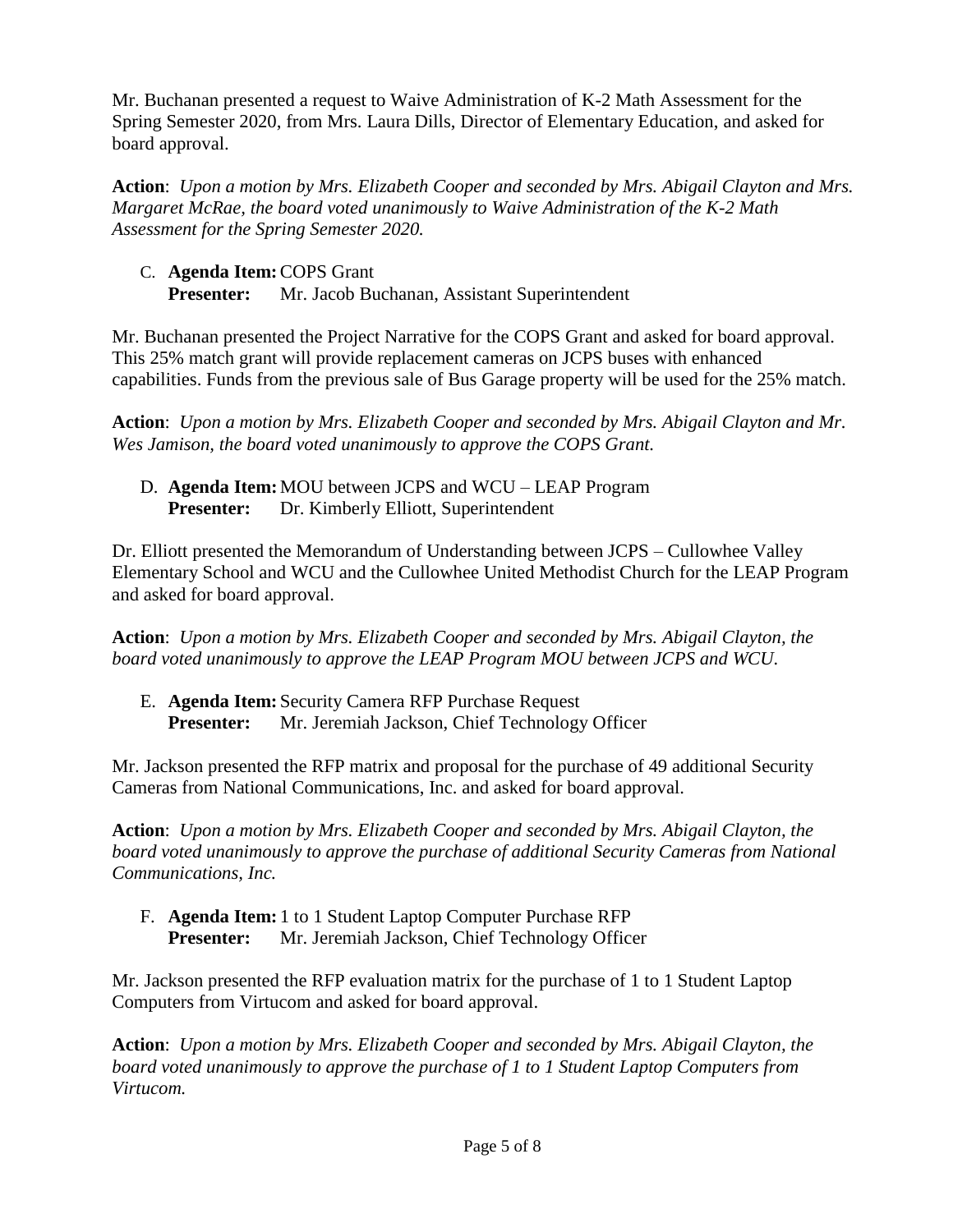Mr. Buchanan presented a request to Waive Administration of K-2 Math Assessment for the Spring Semester 2020, from Mrs. Laura Dills, Director of Elementary Education, and asked for board approval.

**Action**: *Upon a motion by Mrs. Elizabeth Cooper and seconded by Mrs. Abigail Clayton and Mrs. Margaret McRae, the board voted unanimously to Waive Administration of the K-2 Math Assessment for the Spring Semester 2020.*

C. **Agenda Item:** COPS Grant
   **Presenter:** Mr. Jacob Buchanan, Assistant Superintendent

Mr. Buchanan presented the Project Narrative for the COPS Grant and asked for board approval. This 25% match grant will provide replacement cameras on JCPS buses with enhanced capabilities. Funds from the previous sale of Bus Garage property will be used for the 25% match.

**Action**: *Upon a motion by Mrs. Elizabeth Cooper and seconded by Mrs. Abigail Clayton and Mr. Wes Jamison, the board voted unanimously to approve the COPS Grant.*

D. **Agenda Item:** MOU between JCPS and WCU – LEAP Program
   **Presenter:** Dr. Kimberly Elliott, Superintendent

Dr. Elliott presented the Memorandum of Understanding between JCPS – Cullowhee Valley Elementary School and WCU and the Cullowhee United Methodist Church for the LEAP Program and asked for board approval.

**Action**: *Upon a motion by Mrs. Elizabeth Cooper and seconded by Mrs. Abigail Clayton, the board voted unanimously to approve the LEAP Program MOU between JCPS and WCU.*

E. **Agenda Item:** Security Camera RFP Purchase Request
   **Presenter:** Mr. Jeremiah Jackson, Chief Technology Officer

Mr. Jackson presented the RFP matrix and proposal for the purchase of 49 additional Security Cameras from National Communications, Inc. and asked for board approval.

**Action**: *Upon a motion by Mrs. Elizabeth Cooper and seconded by Mrs. Abigail Clayton, the board voted unanimously to approve the purchase of additional Security Cameras from National Communications, Inc.*

F. **Agenda Item:** 1 to 1 Student Laptop Computer Purchase RFP
   **Presenter:** Mr. Jeremiah Jackson, Chief Technology Officer

Mr. Jackson presented the RFP evaluation matrix for the purchase of 1 to 1 Student Laptop Computers from Virtucom and asked for board approval.

**Action**: *Upon a motion by Mrs. Elizabeth Cooper and seconded by Mrs. Abigail Clayton, the board voted unanimously to approve the purchase of 1 to 1 Student Laptop Computers from Virtucom.*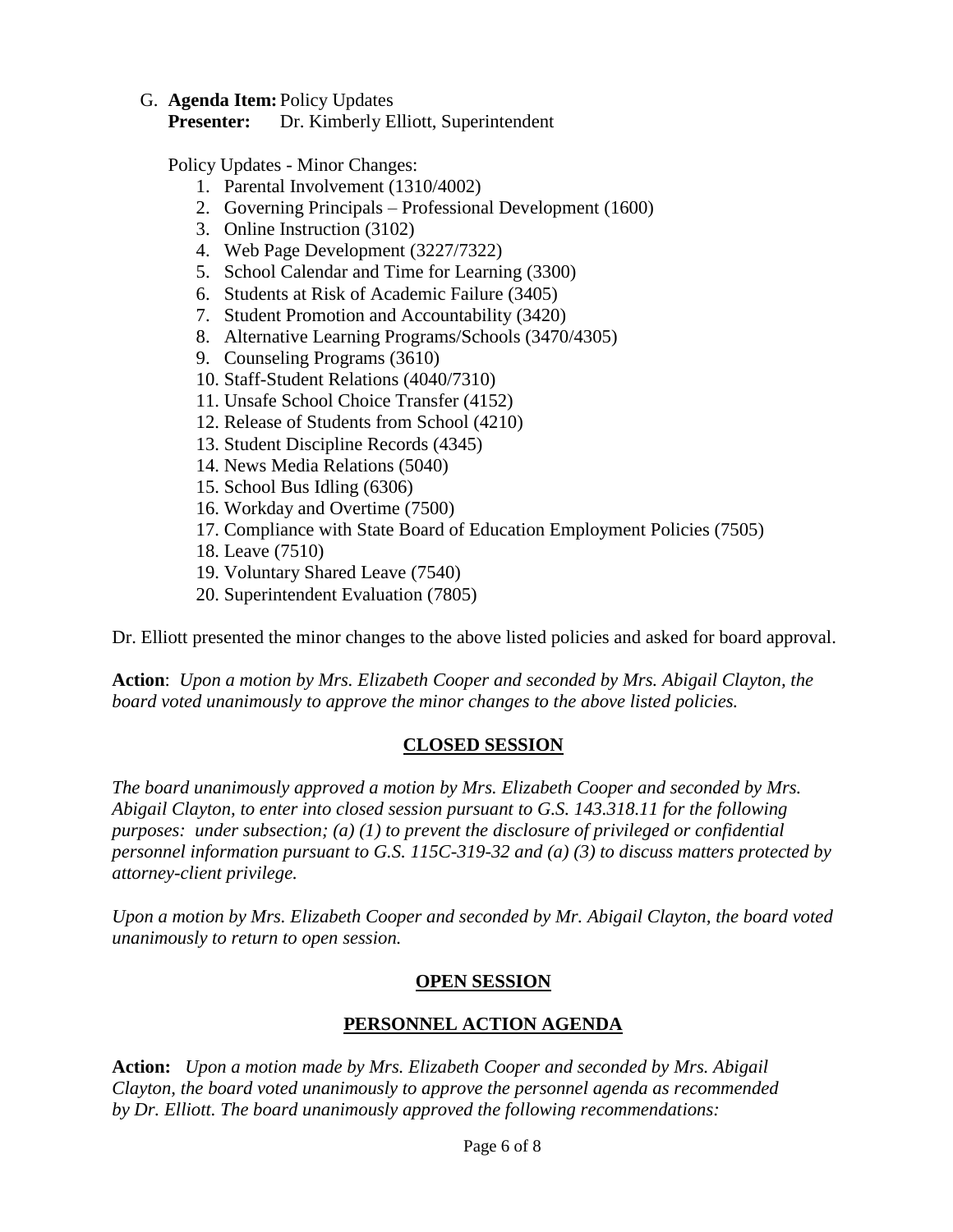G. **Agenda Item:** Policy Updates
**Presenter:** Dr. Kimberly Elliott, Superintendent

Policy Updates - Minor Changes:

1. Parental Involvement (1310/4002)
2. Governing Principals – Professional Development (1600)
3. Online Instruction (3102)
4. Web Page Development (3227/7322)
5. School Calendar and Time for Learning (3300)
6. Students at Risk of Academic Failure (3405)
7. Student Promotion and Accountability (3420)
8. Alternative Learning Programs/Schools (3470/4305)
9. Counseling Programs (3610)
10. Staff-Student Relations (4040/7310)
11. Unsafe School Choice Transfer (4152)
12. Release of Students from School (4210)
13. Student Discipline Records (4345)
14. News Media Relations (5040)
15. School Bus Idling (6306)
16. Workday and Overtime (7500)
17. Compliance with State Board of Education Employment Policies (7505)
18. Leave (7510)
19. Voluntary Shared Leave (7540)
20. Superintendent Evaluation (7805)

Dr. Elliott presented the minor changes to the above listed policies and asked for board approval.

**Action**: *Upon a motion by Mrs. Elizabeth Cooper and seconded by Mrs. Abigail Clayton, the board voted unanimously to approve the minor changes to the above listed policies.*

## CLOSED SESSION

*The board unanimously approved a motion by Mrs. Elizabeth Cooper and seconded by Mrs. Abigail Clayton, to enter into closed session pursuant to G.S. 143.318.11 for the following purposes: under subsection; (a) (1) to prevent the disclosure of privileged or confidential personnel information pursuant to G.S. 115C-319-32 and (a) (3) to discuss matters protected by attorney-client privilege.*

*Upon a motion by Mrs. Elizabeth Cooper and seconded by Mr. Abigail Clayton, the board voted unanimously to return to open session.*

## OPEN SESSION

## PERSONNEL ACTION AGENDA

**Action:** *Upon a motion made by Mrs. Elizabeth Cooper and seconded by Mrs. Abigail Clayton, the board voted unanimously to approve the personnel agenda as recommended by Dr. Elliott. The board unanimously approved the following recommendations:*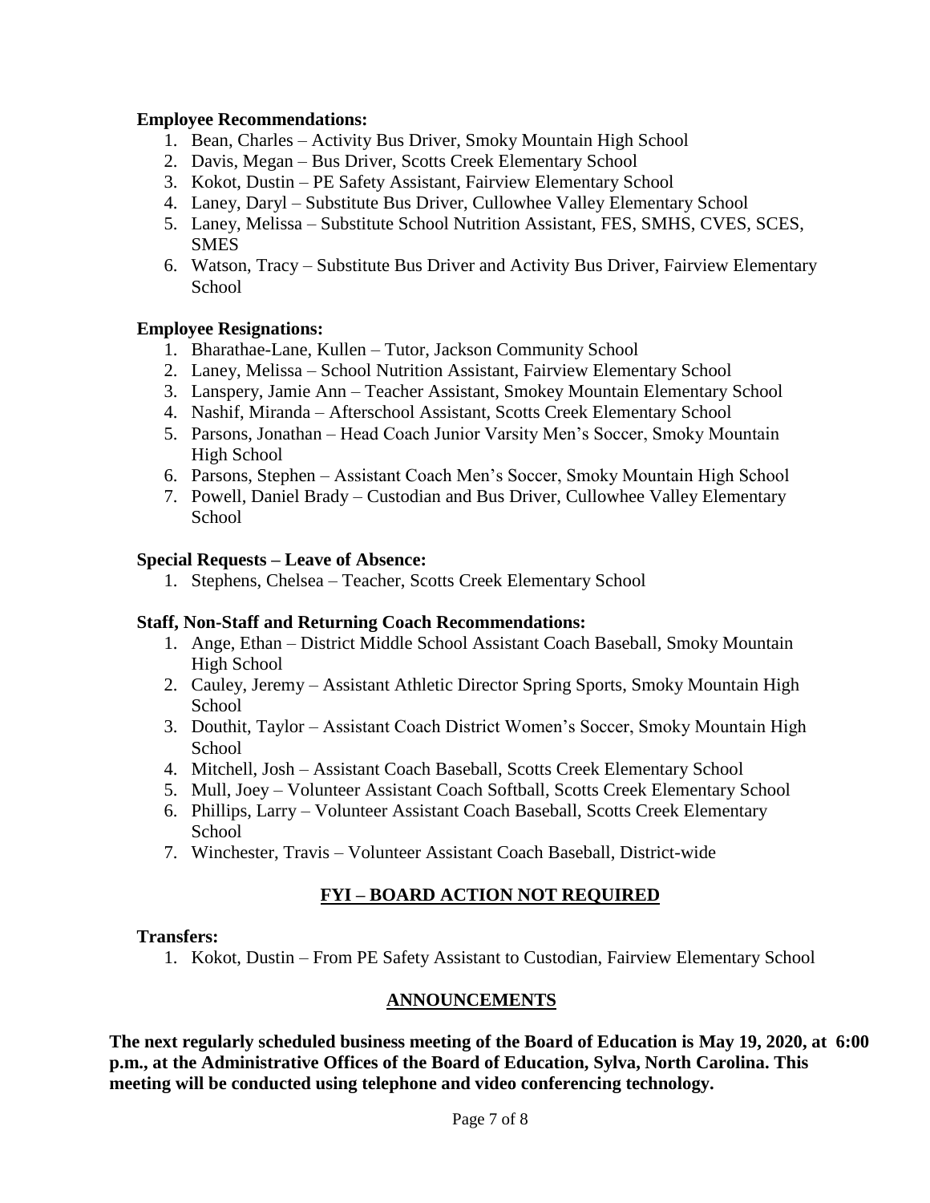**Employee Recommendations:**

1. Bean, Charles – Activity Bus Driver, Smoky Mountain High School
2. Davis, Megan – Bus Driver, Scotts Creek Elementary School
3. Kokot, Dustin – PE Safety Assistant, Fairview Elementary School
4. Laney, Daryl – Substitute Bus Driver, Cullowhee Valley Elementary School
5. Laney, Melissa – Substitute School Nutrition Assistant, FES, SMHS, CVES, SCES, SMES
6. Watson, Tracy – Substitute Bus Driver and Activity Bus Driver, Fairview Elementary School

**Employee Resignations:**

1. Bharathae-Lane, Kullen – Tutor, Jackson Community School
2. Laney, Melissa – School Nutrition Assistant, Fairview Elementary School
3. Lanspery, Jamie Ann – Teacher Assistant, Smokey Mountain Elementary School
4. Nashif, Miranda – Afterschool Assistant, Scotts Creek Elementary School
5. Parsons, Jonathan – Head Coach Junior Varsity Men's Soccer, Smoky Mountain High School
6. Parsons, Stephen – Assistant Coach Men's Soccer, Smoky Mountain High School
7. Powell, Daniel Brady – Custodian and Bus Driver, Cullowhee Valley Elementary School

**Special Requests – Leave of Absence:**

1. Stephens, Chelsea – Teacher, Scotts Creek Elementary School

**Staff, Non-Staff and Returning Coach Recommendations:**

1. Ange, Ethan – District Middle School Assistant Coach Baseball, Smoky Mountain High School
2. Cauley, Jeremy – Assistant Athletic Director Spring Sports, Smoky Mountain High School
3. Douthit, Taylor – Assistant Coach District Women's Soccer, Smoky Mountain High School
4. Mitchell, Josh – Assistant Coach Baseball, Scotts Creek Elementary School
5. Mull, Joey – Volunteer Assistant Coach Softball, Scotts Creek Elementary School
6. Phillips, Larry – Volunteer Assistant Coach Baseball, Scotts Creek Elementary School
7. Winchester, Travis – Volunteer Assistant Coach Baseball, District-wide

## FYI – BOARD ACTION NOT REQUIRED

**Transfers:**

1. Kokot, Dustin – From PE Safety Assistant to Custodian, Fairview Elementary School

## ANNOUNCEMENTS

**The next regularly scheduled business meeting of the Board of Education is May 19, 2020, at 6:00 p.m., at the Administrative Offices of the Board of Education, Sylva, North Carolina. This meeting will be conducted using telephone and video conferencing technology.**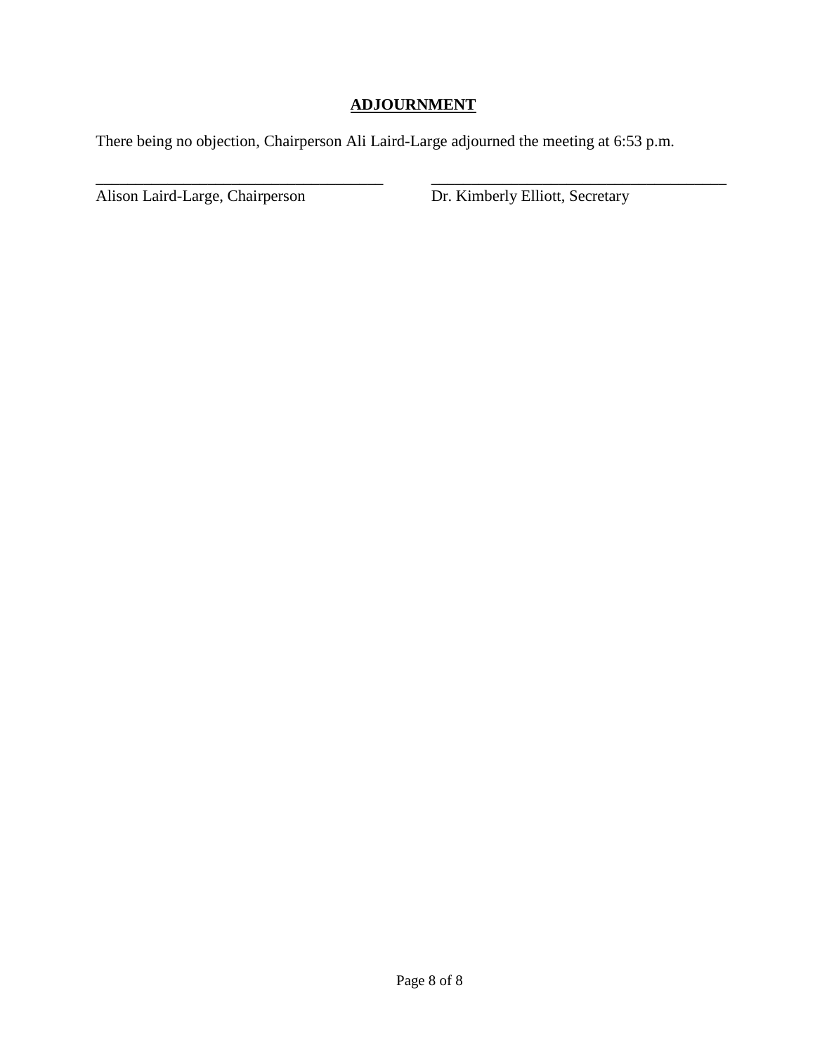## ADJOURNMENT

There being no objection, Chairperson Ali Laird-Large adjourned the meeting at 6:53 p.m.

_____________________________________ Alison Laird-Large, Chairperson

_____________________________________ Dr. Kimberly Elliott, Secretary